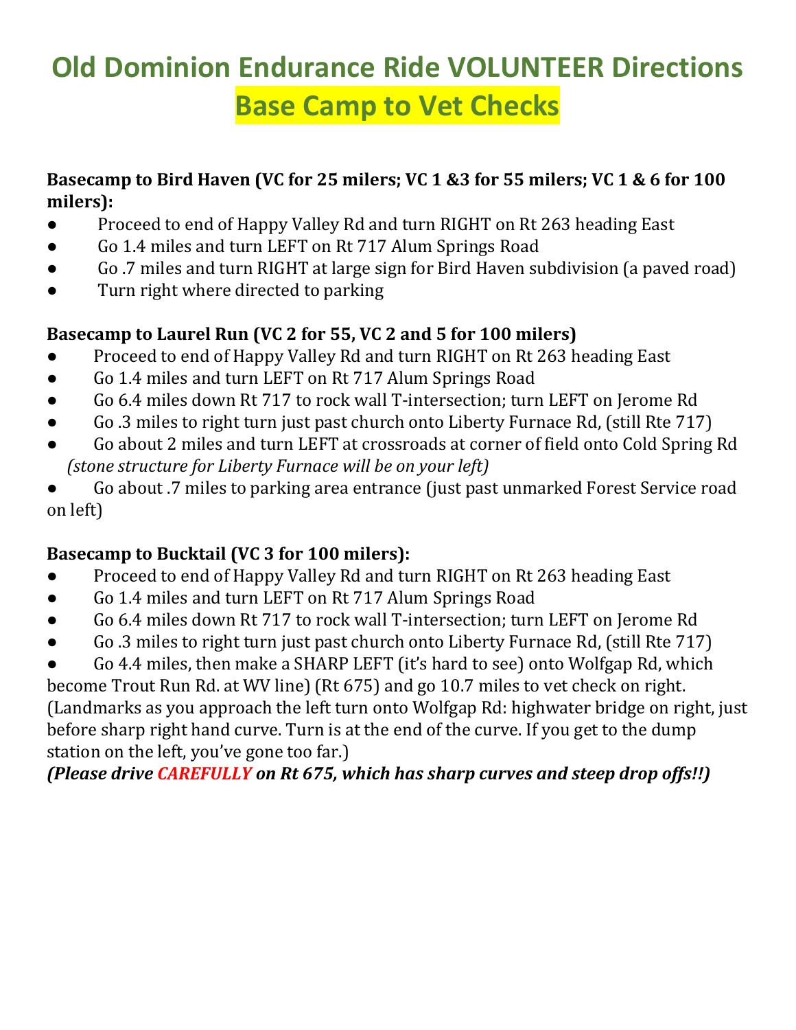# Old Dominion Endurance Ride VOLUNTEER Directions
# Base Camp to Vet Checks

**Basecamp to Bird Haven (VC for 25 milers; VC 1 &3 for 55 milers; VC 1 & 6 for 100 milers):**

- Proceed to end of Happy Valley Rd and turn RIGHT on Rt 263 heading East
- Go 1.4 miles and turn LEFT on Rt 717 Alum Springs Road
- Go .7 miles and turn RIGHT at large sign for Bird Haven subdivision (a paved road)
- Turn right where directed to parking

**Basecamp to Laurel Run (VC 2 for 55, VC 2 and 5 for 100 milers)**

- Proceed to end of Happy Valley Rd and turn RIGHT on Rt 263 heading East
- Go 1.4 miles and turn LEFT on Rt 717 Alum Springs Road
- Go 6.4 miles down Rt 717 to rock wall T-intersection; turn LEFT on Jerome Rd
- Go .3 miles to right turn just past church onto Liberty Furnace Rd, (still Rte 717)
- Go about 2 miles and turn LEFT at crossroads at corner of field onto Cold Spring Rd *(stone structure for Liberty Furnace will be on your left)*
- Go about .7 miles to parking area entrance (just past unmarked Forest Service road on left)

**Basecamp to Bucktail (VC 3 for 100 milers):**

- Proceed to end of Happy Valley Rd and turn RIGHT on Rt 263 heading East
- Go 1.4 miles and turn LEFT on Rt 717 Alum Springs Road
- Go 6.4 miles down Rt 717 to rock wall T-intersection; turn LEFT on Jerome Rd
- Go .3 miles to right turn just past church onto Liberty Furnace Rd, (still Rte 717)
- Go 4.4 miles, then make a SHARP LEFT (it's hard to see) onto Wolfgap Rd, which become Trout Run Rd. at WV line) (Rt 675) and go 10.7 miles to vet check on right. (Landmarks as you approach the left turn onto Wolfgap Rd: highwater bridge on right, just before sharp right hand curve. Turn is at the end of the curve. If you get to the dump station on the left, you've gone too far.)

***(Please drive CAREFULLY on Rt 675, which has sharp curves and steep drop offs!!)***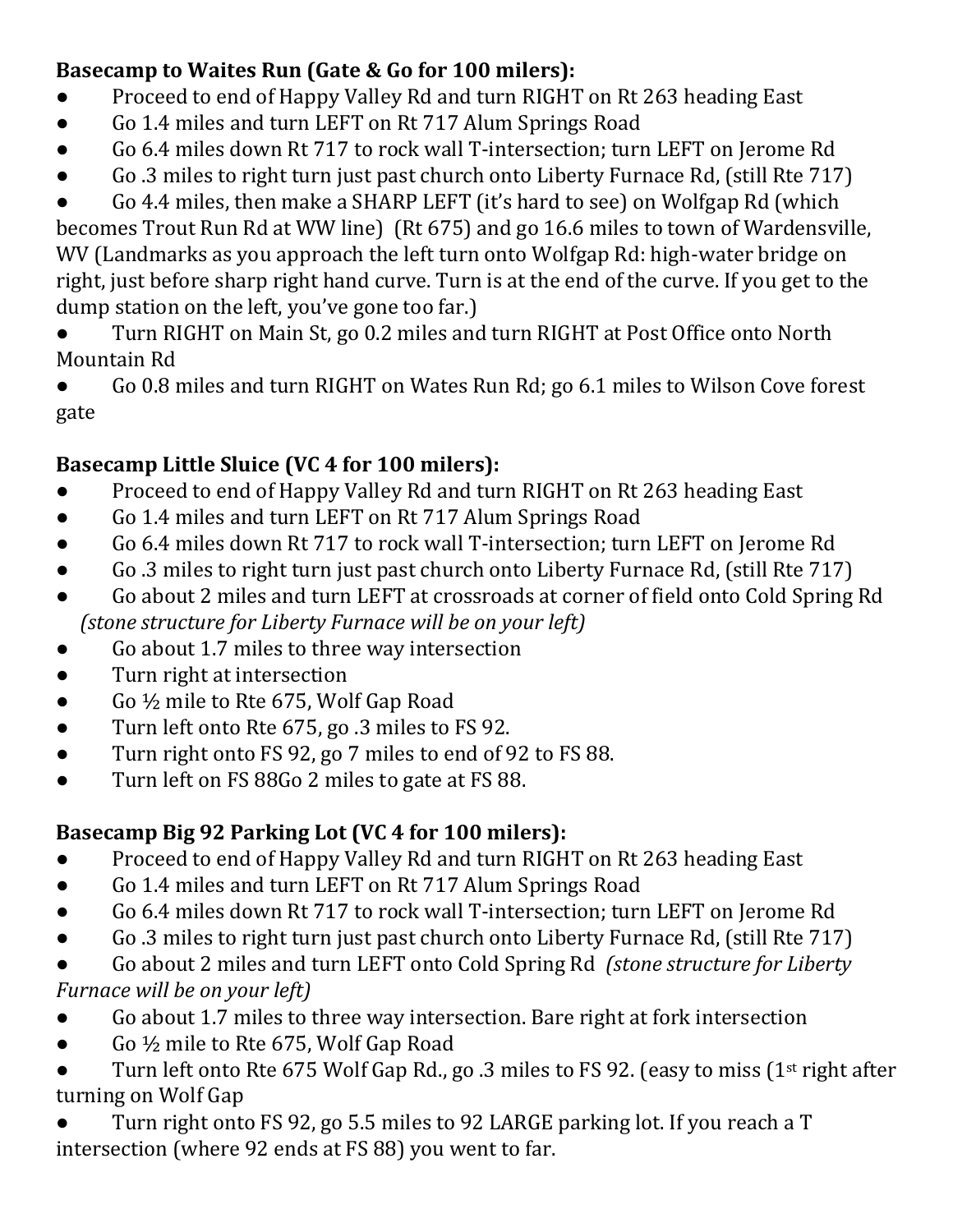**Basecamp to Waites Run (Gate & Go for 100 milers):**

- Proceed to end of Happy Valley Rd and turn RIGHT on Rt 263 heading East
- Go 1.4 miles and turn LEFT on Rt 717 Alum Springs Road
- Go 6.4 miles down Rt 717 to rock wall T-intersection; turn LEFT on Jerome Rd
- Go .3 miles to right turn just past church onto Liberty Furnace Rd, (still Rte 717)
- Go 4.4 miles, then make a SHARP LEFT (it's hard to see) on Wolfgap Rd (which becomes Trout Run Rd at WW line) (Rt 675) and go 16.6 miles to town of Wardensville, WV (Landmarks as you approach the left turn onto Wolfgap Rd: high-water bridge on right, just before sharp right hand curve. Turn is at the end of the curve. If you get to the dump station on the left, you've gone too far.)
- Turn RIGHT on Main St, go 0.2 miles and turn RIGHT at Post Office onto North Mountain Rd
- Go 0.8 miles and turn RIGHT on Wates Run Rd; go 6.1 miles to Wilson Cove forest gate

**Basecamp Little Sluice (VC 4 for 100 milers):**

- Proceed to end of Happy Valley Rd and turn RIGHT on Rt 263 heading East
- Go 1.4 miles and turn LEFT on Rt 717 Alum Springs Road
- Go 6.4 miles down Rt 717 to rock wall T-intersection; turn LEFT on Jerome Rd
- Go .3 miles to right turn just past church onto Liberty Furnace Rd, (still Rte 717)
- Go about 2 miles and turn LEFT at crossroads at corner of field onto Cold Spring Rd *(stone structure for Liberty Furnace will be on your left)*
- Go about 1.7 miles to three way intersection
- Turn right at intersection
- Go ½ mile to Rte 675, Wolf Gap Road
- Turn left onto Rte 675, go .3 miles to FS 92.
- Turn right onto FS 92, go 7 miles to end of 92 to FS 88.
- Turn left on FS 88Go 2 miles to gate at FS 88.

**Basecamp Big 92 Parking Lot (VC 4 for 100 milers):**

- Proceed to end of Happy Valley Rd and turn RIGHT on Rt 263 heading East
- Go 1.4 miles and turn LEFT on Rt 717 Alum Springs Road
- Go 6.4 miles down Rt 717 to rock wall T-intersection; turn LEFT on Jerome Rd
- Go .3 miles to right turn just past church onto Liberty Furnace Rd, (still Rte 717)
- Go about 2 miles and turn LEFT onto Cold Spring Rd *(stone structure for Liberty Furnace will be on your left)*
- Go about 1.7 miles to three way intersection. Bare right at fork intersection
- Go ½ mile to Rte 675, Wolf Gap Road
- Turn left onto Rte 675 Wolf Gap Rd., go .3 miles to FS 92. (easy to miss (1st right after turning on Wolf Gap
- Turn right onto FS 92, go 5.5 miles to 92 LARGE parking lot. If you reach a T intersection (where 92 ends at FS 88) you went to far.